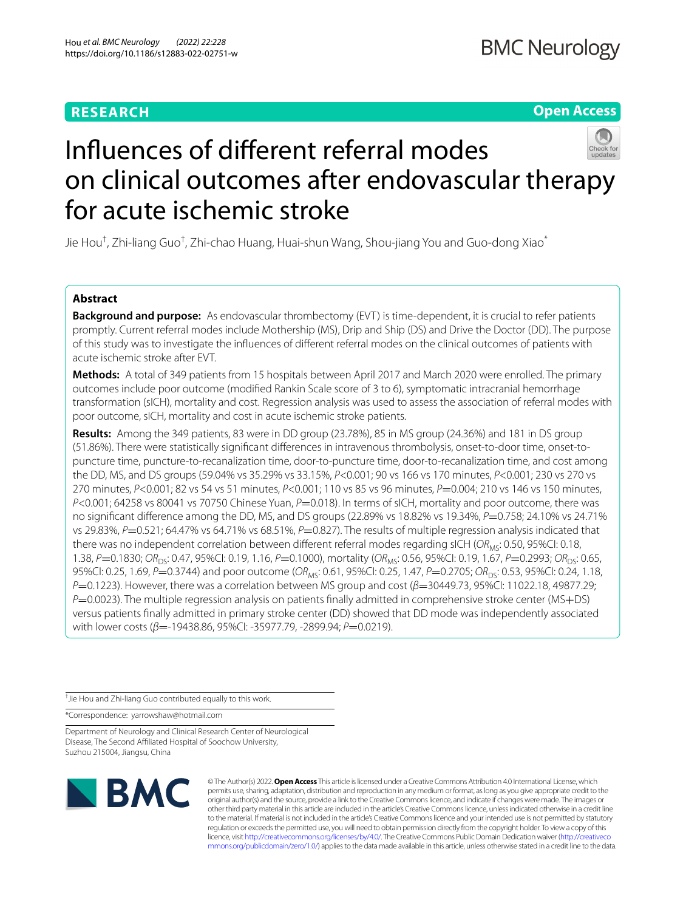**RESEARCH** | **Open Access**

# Influences of different referral modes on clinical outcomes after endovascular therapy for acute ischemic stroke

Jie Hou[†], Zhi-liang Guo[†], Zhi-chao Huang, Huai-shun Wang, Shou-jiang You and Guo-dong Xiao[*]

## Abstract

**Background and purpose:** As endovascular thrombectomy (EVT) is time-dependent, it is crucial to refer patients promptly. Current referral modes include Mothership (MS), Drip and Ship (DS) and Drive the Doctor (DD). The purpose of this study was to investigate the influences of different referral modes on the clinical outcomes of patients with acute ischemic stroke after EVT.

**Methods:** A total of 349 patients from 15 hospitals between April 2017 and March 2020 were enrolled. The primary outcomes include poor outcome (modified Rankin Scale score of 3 to 6), symptomatic intracranial hemorrhage transformation (sICH), mortality and cost. Regression analysis was used to assess the association of referral modes with poor outcome, sICH, mortality and cost in acute ischemic stroke patients.

**Results:** Among the 349 patients, 83 were in DD group (23.78%), 85 in MS group (24.36%) and 181 in DS group (51.86%). There were statistically significant differences in intravenous thrombolysis, onset-to-door time, onset-to-puncture time, puncture-to-recanalization time, door-to-puncture time, door-to-recanalization time, and cost among the DD, MS, and DS groups (59.04% vs 35.29% vs 33.15%, $P<0.001$; 90 vs 166 vs 170 minutes, $P<0.001$; 230 vs 270 vs 270 minutes, $P<0.001$; 82 vs 54 vs 51 minutes, $P<0.001$; 110 vs 85 vs 96 minutes, $P=0.004$; 210 vs 146 vs 150 minutes, $P<0.001$; 64258 vs 80041 vs 70750 Chinese Yuan, $P=0.018$). In terms of sICH, mortality and poor outcome, there was no significant difference among the DD, MS, and DS groups (22.89% vs 18.82% vs 19.34%, $P=0.758$; 24.10% vs 24.71% vs 29.83%, $P=0.521$; 64.47% vs 64.71% vs 68.51%, $P=0.827$). The results of multiple regression analysis indicated that there was no independent correlation between different referral modes regarding sICH ($OR_{MS}$: 0.50, 95%CI: 0.18, 1.38, $P=0.1830$; $OR_{DS}$: 0.47, 95%CI: 0.19, 1.16, $P=0.1000$), mortality ($OR_{MS}$: 0.56, 95%CI: 0.19, 1.67, $P=0.2993$; $OR_{DS}$: 0.65, 95%CI: 0.25, 1.69, $P=0.3744$) and poor outcome ($OR_{MS}$: 0.61, 95%CI: 0.25, 1.47, $P=0.2705$; $OR_{DS}$: 0.53, 95%CI: 0.24, 1.18, $P=0.1223$). However, there was a correlation between MS group and cost ($\beta=30449.73$, 95%CI: 11022.18, 49877.29; $P=0.0023$). The multiple regression analysis on patients finally admitted in comprehensive stroke center (MS+DS) versus patients finally admitted in primary stroke center (DD) showed that DD mode was independently associated with lower costs ($\beta=-19438.86$, 95%CI: -35977.79, -2899.94; $P=0.0219$).

---

[†]Jie Hou and Zhi-liang Guo contributed equally to this work.

[*]Correspondence: yarrowshaw@hotmail.com

Department of Neurology and Clinical Research Center of Neurological Disease, The Second Affiliated Hospital of Soochow University, Suzhou 215004, Jiangsu, China

© The Author(s) 2022. **Open Access** This article is licensed under a Creative Commons Attribution 4.0 International License, which permits use, sharing, adaptation, distribution and reproduction in any medium or format, as long as you give appropriate credit to the original author(s) and the source, provide a link to the Creative Commons licence, and indicate if changes were made. The images or other third party material in this article are included in the article's Creative Commons licence, unless indicated otherwise in a credit line to the material. If material is not included in the article's Creative Commons licence and your intended use is not permitted by statutory regulation or exceeds the permitted use, you will need to obtain permission directly from the copyright holder. To view a copy of this licence, visit http://creativecommons.org/licenses/by/4.0/. The Creative Commons Public Domain Dedication waiver (http://creativecommons.org/publicdomain/zero/1.0/) applies to the data made available in this article, unless otherwise stated in a credit line to the data.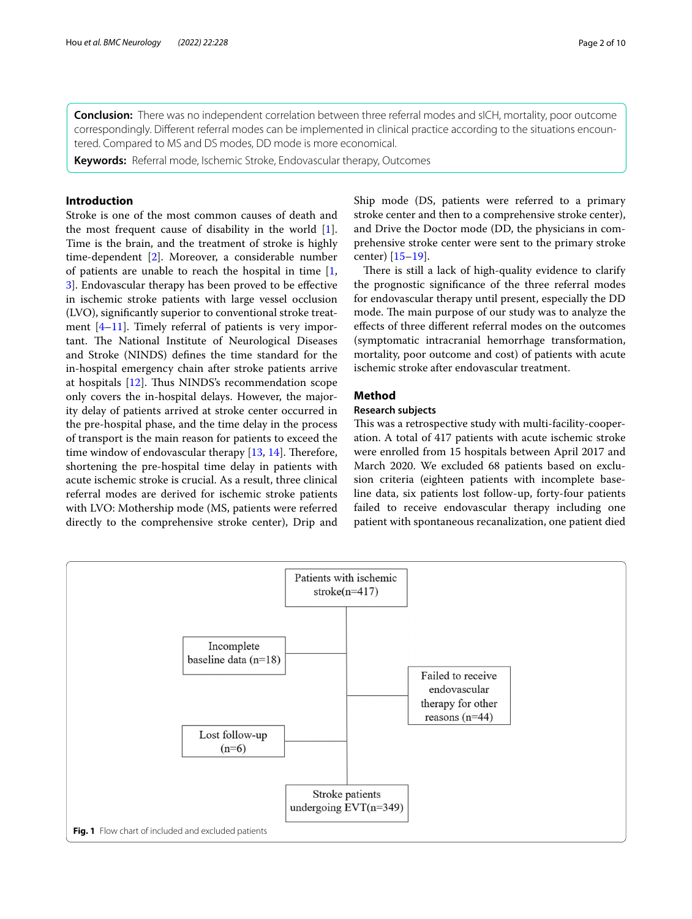**Conclusion:** There was no independent correlation between three referral modes and sICH, mortality, poor outcome correspondingly. Different referral modes can be implemented in clinical practice according to the situations encountered. Compared to MS and DS modes, DD mode is more economical.

**Keywords:** Referral mode, Ischemic Stroke, Endovascular therapy, Outcomes

## Introduction

Stroke is one of the most common causes of death and the most frequent cause of disability in the world [1]. Time is the brain, and the treatment of stroke is highly time-dependent [2]. Moreover, a considerable number of patients are unable to reach the hospital in time [1, 3]. Endovascular therapy has been proved to be effective in ischemic stroke patients with large vessel occlusion (LVO), significantly superior to conventional stroke treatment [4–11]. Timely referral of patients is very important. The National Institute of Neurological Diseases and Stroke (NINDS) defines the time standard for the in-hospital emergency chain after stroke patients arrive at hospitals [12]. Thus NINDS's recommendation scope only covers the in-hospital delays. However, the majority delay of patients arrived at stroke center occurred in the pre-hospital phase, and the time delay in the process of transport is the main reason for patients to exceed the time window of endovascular therapy [13, 14]. Therefore, shortening the pre-hospital time delay in patients with acute ischemic stroke is crucial. As a result, three clinical referral modes are derived for ischemic stroke patients with LVO: Mothership mode (MS, patients were referred directly to the comprehensive stroke center), Drip and Ship mode (DS, patients were referred to a primary stroke center and then to a comprehensive stroke center), and Drive the Doctor mode (DD, the physicians in comprehensive stroke center were sent to the primary stroke center) [15–19].

There is still a lack of high-quality evidence to clarify the prognostic significance of the three referral modes for endovascular therapy until present, especially the DD mode. The main purpose of our study was to analyze the effects of three different referral modes on the outcomes (symptomatic intracranial hemorrhage transformation, mortality, poor outcome and cost) of patients with acute ischemic stroke after endovascular treatment.

## Method

### Research subjects

This was a retrospective study with multi-facility-cooperation. A total of 417 patients with acute ischemic stroke were enrolled from 15 hospitals between April 2017 and March 2020. We excluded 68 patients based on exclusion criteria (eighteen patients with incomplete baseline data, six patients lost follow-up, forty-four patients failed to receive endovascular therapy including one patient with spontaneous recanalization, one patient died

Patients with ischemic stroke(n=417)

Incomplete baseline data (n=18)

Failed to receive endovascular therapy for other reasons (n=44)

Lost follow-up (n=6)

Stroke patients undergoing EVT(n=349)

**Fig. 1** Flow chart of included and excluded patients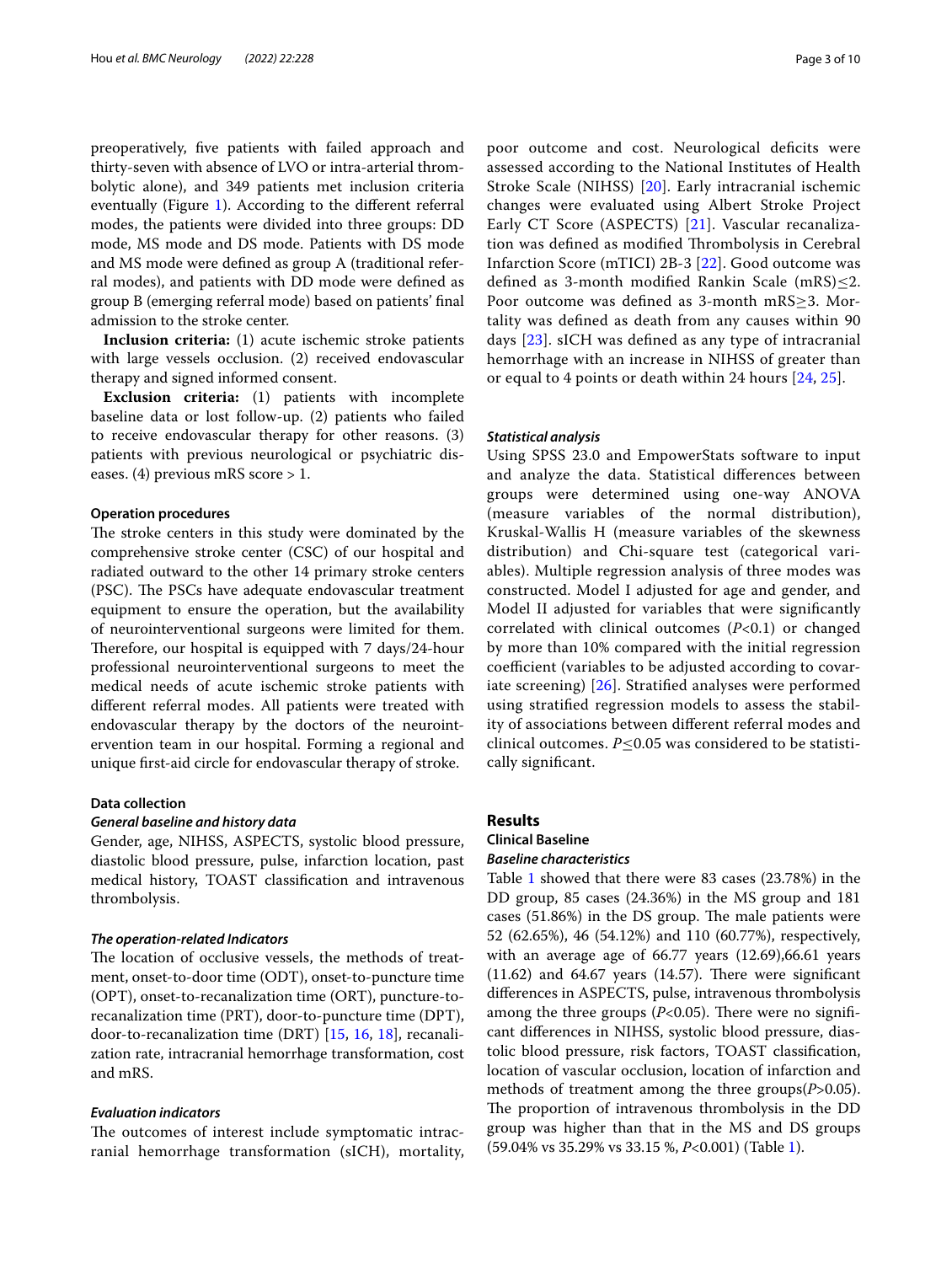preoperatively, five patients with failed approach and thirty-seven with absence of LVO or intra-arterial thrombolytic alone), and 349 patients met inclusion criteria eventually (Figure 1). According to the different referral modes, the patients were divided into three groups: DD mode, MS mode and DS mode. Patients with DS mode and MS mode were defined as group A (traditional referral modes), and patients with DD mode were defined as group B (emerging referral mode) based on patients' final admission to the stroke center.

**Inclusion criteria:** (1) acute ischemic stroke patients with large vessels occlusion. (2) received endovascular therapy and signed informed consent.

**Exclusion criteria:** (1) patients with incomplete baseline data or lost follow-up. (2) patients who failed to receive endovascular therapy for other reasons. (3) patients with previous neurological or psychiatric diseases. (4) previous mRS score > 1.

### Operation procedures

The stroke centers in this study were dominated by the comprehensive stroke center (CSC) of our hospital and radiated outward to the other 14 primary stroke centers (PSC). The PSCs have adequate endovascular treatment equipment to ensure the operation, but the availability of neurointerventional surgeons were limited for them. Therefore, our hospital is equipped with 7 days/24-hour professional neurointerventional surgeons to meet the medical needs of acute ischemic stroke patients with different referral modes. All patients were treated with endovascular therapy by the doctors of the neurointervention team in our hospital. Forming a regional and unique first-aid circle for endovascular therapy of stroke.

### Data collection

#### *General baseline and history data*

Gender, age, NIHSS, ASPECTS, systolic blood pressure, diastolic blood pressure, pulse, infarction location, past medical history, TOAST classification and intravenous thrombolysis.

#### *The operation-related Indicators*

The location of occlusive vessels, the methods of treatment, onset-to-door time (ODT), onset-to-puncture time (OPT), onset-to-recanalization time (ORT), puncture-to-recanalization time (PRT), door-to-puncture time (DPT), door-to-recanalization time (DRT) [15, 16, 18], recanalization rate, intracranial hemorrhage transformation, cost and mRS.

#### *Evaluation indicators*

The outcomes of interest include symptomatic intracranial hemorrhage transformation (sICH), mortality, poor outcome and cost. Neurological deficits were assessed according to the National Institutes of Health Stroke Scale (NIHSS) [20]. Early intracranial ischemic changes were evaluated using Albert Stroke Project Early CT Score (ASPECTS) [21]. Vascular recanalization was defined as modified Thrombolysis in Cerebral Infarction Score (mTICI) 2B-3 [22]. Good outcome was defined as 3-month modified Rankin Scale (mRS)$\leq$2. Poor outcome was defined as 3-month mRS$\geq$3. Mortality was defined as death from any causes within 90 days [23]. sICH was defined as any type of intracranial hemorrhage with an increase in NIHSS of greater than or equal to 4 points or death within 24 hours [24, 25].

#### *Statistical analysis*

Using SPSS 23.0 and EmpowerStats software to input and analyze the data. Statistical differences between groups were determined using one-way ANOVA (measure variables of the normal distribution), Kruskal-Wallis H (measure variables of the skewness distribution) and Chi-square test (categorical variables). Multiple regression analysis of three modes was constructed. Model I adjusted for age and gender, and Model II adjusted for variables that were significantly correlated with clinical outcomes ($P$<0.1) or changed by more than 10% compared with the initial regression coefficient (variables to be adjusted according to covariate screening) [26]. Stratified analyses were performed using stratified regression models to assess the stability of associations between different referral modes and clinical outcomes. $P\leq$0.05 was considered to be statistically significant.

## Results

### Clinical Baseline

#### *Baseline characteristics*

Table 1 showed that there were 83 cases (23.78%) in the DD group, 85 cases (24.36%) in the MS group and 181 cases (51.86%) in the DS group. The male patients were 52 (62.65%), 46 (54.12%) and 110 (60.77%), respectively, with an average age of 66.77 years (12.69),66.61 years (11.62) and 64.67 years (14.57). There were significant differences in ASPECTS, pulse, intravenous thrombolysis among the three groups ($P$<0.05). There were no significant differences in NIHSS, systolic blood pressure, diastolic blood pressure, risk factors, TOAST classification, location of vascular occlusion, location of infarction and methods of treatment among the three groups($P$>0.05). The proportion of intravenous thrombolysis in the DD group was higher than that in the MS and DS groups (59.04% vs 35.29% vs 33.15 %, $P$<0.001) (Table 1).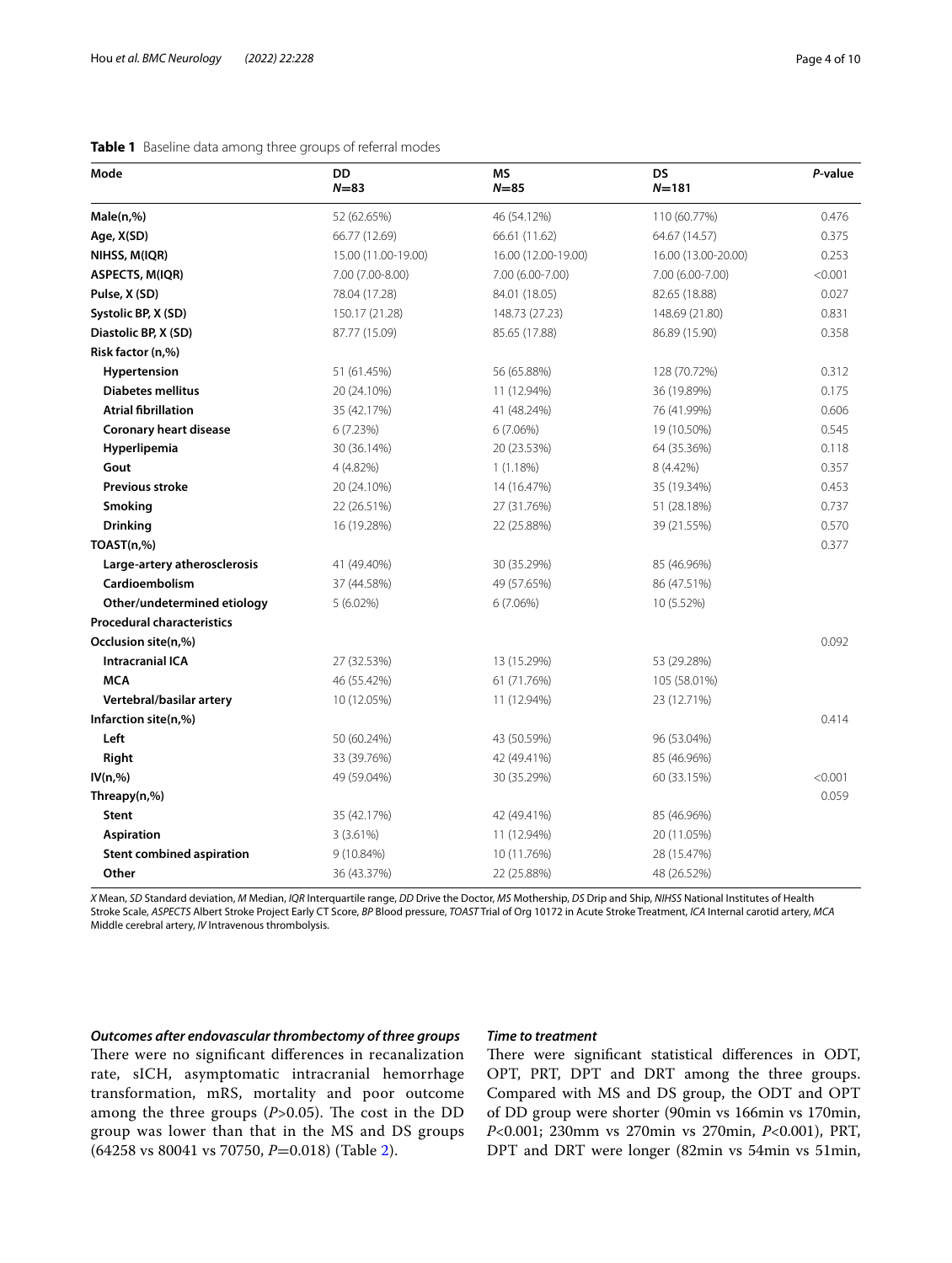**Table 1** Baseline data among three groups of referral modes

| Mode | DD $N$=83 | MS $N$=85 | DS $N$=181 | $P$-value |
|---|---|---|---|---|
| **Male(n,%)** | 52 (62.65%) | 46 (54.12%) | 110 (60.77%) | 0.476 |
| **Age, X(SD)** | 66.77 (12.69) | 66.61 (11.62) | 64.67 (14.57) | 0.375 |
| **NIHSS, M(IQR)** | 15.00 (11.00-19.00) | 16.00 (12.00-19.00) | 16.00 (13.00-20.00) | 0.253 |
| **ASPECTS, M(IQR)** | 7.00 (7.00-8.00) | 7.00 (6.00-7.00) | 7.00 (6.00-7.00) | <0.001 |
| **Pulse, X (SD)** | 78.04 (17.28) | 84.01 (18.05) | 82.65 (18.88) | 0.027 |
| **Systolic BP, X (SD)** | 150.17 (21.28) | 148.73 (27.23) | 148.69 (21.80) | 0.831 |
| **Diastolic BP, X (SD)** | 87.77 (15.09) | 85.65 (17.88) | 86.89 (15.90) | 0.358 |
| **Risk factor (n,%)** | | | | |
| **Hypertension** | 51 (61.45%) | 56 (65.88%) | 128 (70.72%) | 0.312 |
| **Diabetes mellitus** | 20 (24.10%) | 11 (12.94%) | 36 (19.89%) | 0.175 |
| **Atrial fibrillation** | 35 (42.17%) | 41 (48.24%) | 76 (41.99%) | 0.606 |
| **Coronary heart disease** | 6 (7.23%) | 6 (7.06%) | 19 (10.50%) | 0.545 |
| **Hyperlipemia** | 30 (36.14%) | 20 (23.53%) | 64 (35.36%) | 0.118 |
| **Gout** | 4 (4.82%) | 1 (1.18%) | 8 (4.42%) | 0.357 |
| **Previous stroke** | 20 (24.10%) | 14 (16.47%) | 35 (19.34%) | 0.453 |
| **Smoking** | 22 (26.51%) | 27 (31.76%) | 51 (28.18%) | 0.737 |
| **Drinking** | 16 (19.28%) | 22 (25.88%) | 39 (21.55%) | 0.570 |
| **TOAST(n,%)** | | | | 0.377 |
| **Large-artery atherosclerosis** | 41 (49.40%) | 30 (35.29%) | 85 (46.96%) | |
| **Cardioembolism** | 37 (44.58%) | 49 (57.65%) | 86 (47.51%) | |
| **Other/undetermined etiology** | 5 (6.02%) | 6 (7.06%) | 10 (5.52%) | |
| **Procedural characteristics** | | | | |
| **Occlusion site(n,%)** | | | | 0.092 |
| **Intracranial ICA** | 27 (32.53%) | 13 (15.29%) | 53 (29.28%) | |
| **MCA** | 46 (55.42%) | 61 (71.76%) | 105 (58.01%) | |
| **Vertebral/basilar artery** | 10 (12.05%) | 11 (12.94%) | 23 (12.71%) | |
| **Infarction site(n,%)** | | | | 0.414 |
| **Left** | 50 (60.24%) | 43 (50.59%) | 96 (53.04%) | |
| **Right** | 33 (39.76%) | 42 (49.41%) | 85 (46.96%) | |
| **IV(n,%)** | 49 (59.04%) | 30 (35.29%) | 60 (33.15%) | <0.001 |
| **Threapy(n,%)** | | | | 0.059 |
| **Stent** | 35 (42.17%) | 42 (49.41%) | 85 (46.96%) | |
| **Aspiration** | 3 (3.61%) | 11 (12.94%) | 20 (11.05%) | |
| **Stent combined aspiration** | 9 (10.84%) | 10 (11.76%) | 28 (15.47%) | |
| **Other** | 36 (43.37%) | 22 (25.88%) | 48 (26.52%) | |

*X* Mean, *SD* Standard deviation, *M* Median, *IQR* Interquartile range, *DD* Drive the Doctor, *MS* Mothership, *DS* Drip and Ship, *NIHSS* National Institutes of Health Stroke Scale, *ASPECTS* Albert Stroke Project Early CT Score, *BP* Blood pressure, *TOAST* Trial of Org 10172 in Acute Stroke Treatment, *ICA* Internal carotid artery, *MCA* Middle cerebral artery, *IV* Intravenous thrombolysis.

### *Outcomes after endovascular thrombectomy of three groups*

There were no significant differences in recanalization rate, sICH, asymptomatic intracranial hemorrhage transformation, mRS, mortality and poor outcome among the three groups ($P$>0.05). The cost in the DD group was lower than that in the MS and DS groups (64258 vs 80041 vs 70750, $P$=0.018) (Table 2).

### *Time to treatment*

There were significant statistical differences in ODT, OPT, PRT, DPT and DRT among the three groups. Compared with MS and DS group, the ODT and OPT of DD group were shorter (90min vs 166min vs 170min, $P$<0.001; 230mm vs 270min vs 270min, $P$<0.001), PRT, DPT and DRT were longer (82min vs 54min vs 51min,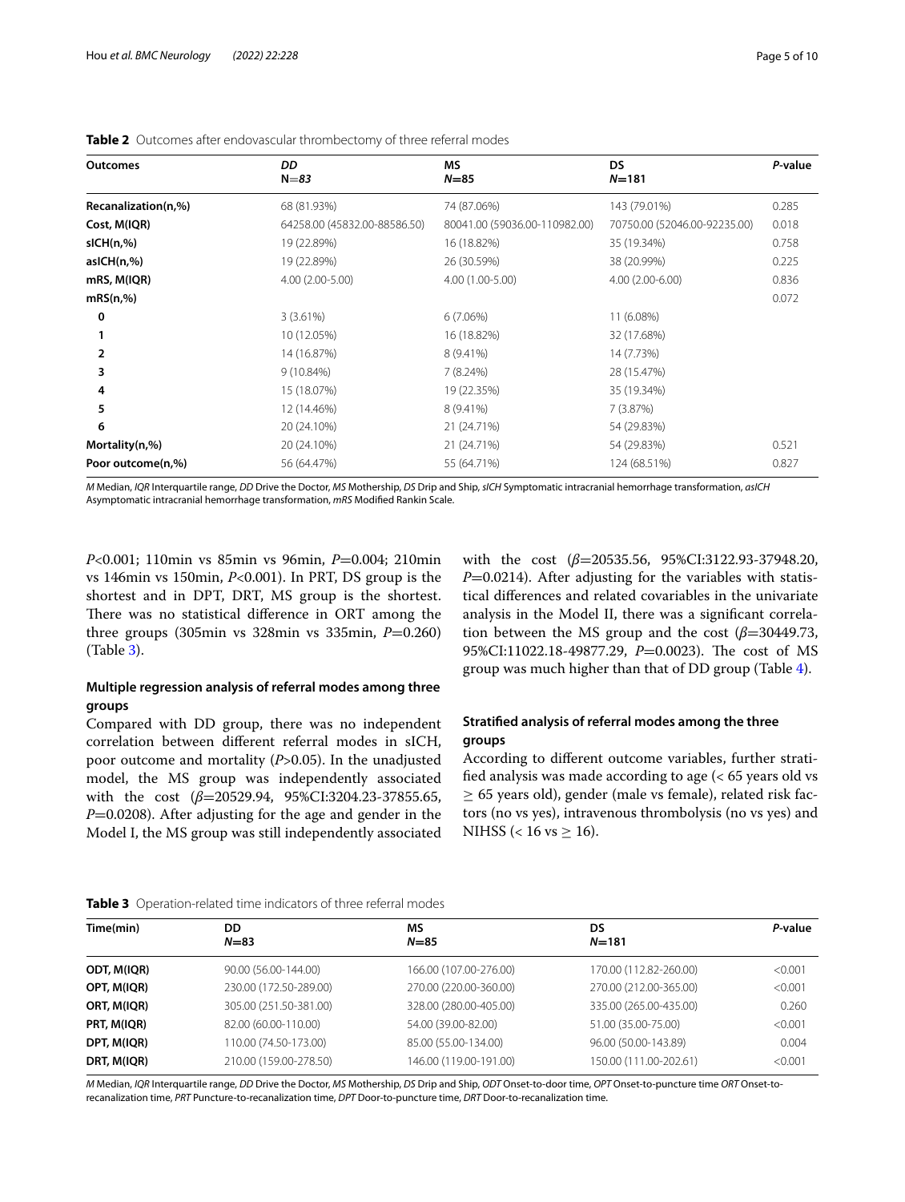**Table 2** Outcomes after endovascular thrombectomy of three referral modes

| Outcomes | *DD* N=*83* | MS *N*=85 | DS *N*=181 | *P*-value |
|---|---|---|---|---|
| **Recanalization(n,%)** | 68 (81.93%) | 74 (87.06%) | 143 (79.01%) | 0.285 |
| **Cost, M(IQR)** | 64258.00 (45832.00-88586.50) | 80041.00 (59036.00-110982.00) | 70750.00 (52046.00-92235.00) | 0.018 |
| **sICH(n,%)** | 19 (22.89%) | 16 (18.82%) | 35 (19.34%) | 0.758 |
| **asICH(n,%)** | 19 (22.89%) | 26 (30.59%) | 38 (20.99%) | 0.225 |
| **mRS, M(IQR)** | 4.00 (2.00-5.00) | 4.00 (1.00-5.00) | 4.00 (2.00-6.00) | 0.836 |
| **mRS(n,%)** | | | | 0.072 |
| **0** | 3 (3.61%) | 6 (7.06%) | 11 (6.08%) | |
| **1** | 10 (12.05%) | 16 (18.82%) | 32 (17.68%) | |
| **2** | 14 (16.87%) | 8 (9.41%) | 14 (7.73%) | |
| **3** | 9 (10.84%) | 7 (8.24%) | 28 (15.47%) | |
| **4** | 15 (18.07%) | 19 (22.35%) | 35 (19.34%) | |
| **5** | 12 (14.46%) | 8 (9.41%) | 7 (3.87%) | |
| **6** | 20 (24.10%) | 21 (24.71%) | 54 (29.83%) | |
| **Mortality(n,%)** | 20 (24.10%) | 21 (24.71%) | 54 (29.83%) | 0.521 |
| **Poor outcome(n,%)** | 56 (64.47%) | 55 (64.71%) | 124 (68.51%) | 0.827 |

*M* Median, *IQR* Interquartile range, *DD* Drive the Doctor, *MS* Mothership, *DS* Drip and Ship, *sICH* Symptomatic intracranial hemorrhage transformation, *asICH* Asymptomatic intracranial hemorrhage transformation, *mRS* Modified Rankin Scale.

*P*<0.001; 110min vs 85min vs 96min, *P*=0.004; 210min vs 146min vs 150min, *P*<0.001). In PRT, DS group is the shortest and in DPT, DRT, MS group is the shortest. There was no statistical difference in ORT among the three groups (305min vs 328min vs 335min, *P*=0.260) (Table 3).

### Multiple regression analysis of referral modes among three groups

Compared with DD group, there was no independent correlation between different referral modes in sICH, poor outcome and mortality (*P*>0.05). In the unadjusted model, the MS group was independently associated with the cost ($\beta$=20529.94, 95%CI:3204.23-37855.65, *P*=0.0208). After adjusting for the age and gender in the Model I, the MS group was still independently associated with the cost ($\beta$=20535.56, 95%CI:3122.93-37948.20, *P*=0.0214). After adjusting for the variables with statistical differences and related covariables in the univariate analysis in the Model II, there was a significant correlation between the MS group and the cost ($\beta$=30449.73, 95%CI:11022.18-49877.29, *P*=0.0023). The cost of MS group was much higher than that of DD group (Table 4).

### Stratified analysis of referral modes among the three groups

According to different outcome variables, further stratified analysis was made according to age (< 65 years old vs ≥ 65 years old), gender (male vs female), related risk factors (no vs yes), intravenous thrombolysis (no vs yes) and NIHSS (< 16 vs ≥ 16).

**Table 3** Operation-related time indicators of three referral modes

| Time(min) | DD *N*=83 | MS *N*=85 | DS *N*=181 | *P*-value |
|---|---|---|---|---|
| **ODT, M(IQR)** | 90.00 (56.00-144.00) | 166.00 (107.00-276.00) | 170.00 (112.82-260.00) | <0.001 |
| **OPT, M(IQR)** | 230.00 (172.50-289.00) | 270.00 (220.00-360.00) | 270.00 (212.00-365.00) | <0.001 |
| **ORT, M(IQR)** | 305.00 (251.50-381.00) | 328.00 (280.00-405.00) | 335.00 (265.00-435.00) | 0.260 |
| **PRT, M(IQR)** | 82.00 (60.00-110.00) | 54.00 (39.00-82.00) | 51.00 (35.00-75.00) | <0.001 |
| **DPT, M(IQR)** | 110.00 (74.50-173.00) | 85.00 (55.00-134.00) | 96.00 (50.00-143.89) | 0.004 |
| **DRT, M(IQR)** | 210.00 (159.00-278.50) | 146.00 (119.00-191.00) | 150.00 (111.00-202.61) | <0.001 |

*M* Median, *IQR* Interquartile range, *DD* Drive the Doctor, *MS* Mothership, *DS* Drip and Ship, *ODT* Onset-to-door time, *OPT* Onset-to-puncture time *ORT* Onset-to-recanalization time, *PRT* Puncture-to-recanalization time, *DPT* Door-to-puncture time, *DRT* Door-to-recanalization time.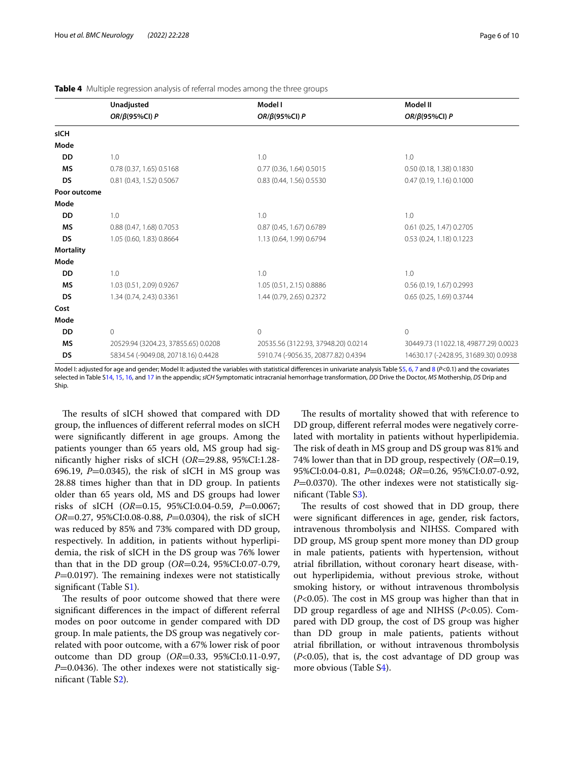**Table 4** Multiple regression analysis of referral modes among the three groups

| | Unadjusted | Model I | Model II |
|---|---|---|---|
| | *OR/β*(95%CI) *P* | *OR/β*(95%CI) *P* | *OR/β*(95%CI) *P* |
| **sICH** | | | |
| **Mode** | | | |
| **DD** | 1.0 | 1.0 | 1.0 |
| **MS** | 0.78 (0.37, 1.65) 0.5168 | 0.77 (0.36, 1.64) 0.5015 | 0.50 (0.18, 1.38) 0.1830 |
| **DS** | 0.81 (0.43, 1.52) 0.5067 | 0.83 (0.44, 1.56) 0.5530 | 0.47 (0.19, 1.16) 0.1000 |
| **Poor outcome** | | | |
| **Mode** | | | |
| **DD** | 1.0 | 1.0 | 1.0 |
| **MS** | 0.88 (0.47, 1.68) 0.7053 | 0.87 (0.45, 1.67) 0.6789 | 0.61 (0.25, 1.47) 0.2705 |
| **DS** | 1.05 (0.60, 1.83) 0.8664 | 1.13 (0.64, 1.99) 0.6794 | 0.53 (0.24, 1.18) 0.1223 |
| **Mortality** | | | |
| **Mode** | | | |
| **DD** | 1.0 | 1.0 | 1.0 |
| **MS** | 1.03 (0.51, 2.09) 0.9267 | 1.05 (0.51, 2.15) 0.8886 | 0.56 (0.19, 1.67) 0.2993 |
| **DS** | 1.34 (0.74, 2.43) 0.3361 | 1.44 (0.79, 2.65) 0.2372 | 0.65 (0.25, 1.69) 0.3744 |
| **Cost** | | | |
| **Mode** | | | |
| **DD** | 0 | 0 | 0 |
| **MS** | 20529.94 (3204.23, 37855.65) 0.0208 | 20535.56 (3122.93, 37948.20) 0.0214 | 30449.73 (11022.18, 49877.29) 0.0023 |
| **DS** | 5834.54 (-9049.08, 20718.16) 0.4428 | 5910.74 (-9056.35, 20877.82) 0.4394 | 14630.17 (-2428.95, 31689.30) 0.0938 |

Model I: adjusted for age and gender; Model II: adjusted the variables with statistical differences in univariate analysis Table S5, 6, 7 and 8 ($P$<0.1) and the covariates selected in Table S14, 15, 16, and 17 in the appendix; *sICH* Symptomatic intracranial hemorrhage transformation, *DD* Drive the Doctor, *MS* Mothership, *DS* Drip and Ship.

The results of sICH showed that compared with DD group, the influences of different referral modes on sICH were significantly different in age groups. Among the patients younger than 65 years old, MS group had significantly higher risks of sICH (*OR*=29.88, 95%CI:1.28-696.19, *P*=0.0345), the risk of sICH in MS group was 28.88 times higher than that in DD group. In patients older than 65 years old, MS and DS groups had lower risks of sICH (*OR*=0.15, 95%CI:0.04-0.59, *P*=0.0067; *OR*=0.27, 95%CI:0.08-0.88, *P*=0.0304), the risk of sICH was reduced by 85% and 73% compared with DD group, respectively. In addition, in patients without hyperlipidemia, the risk of sICH in the DS group was 76% lower than that in the DD group (*OR*=0.24, 95%CI:0.07-0.79, *P*=0.0197). The remaining indexes were not statistically significant (Table S1).

The results of poor outcome showed that there were significant differences in the impact of different referral modes on poor outcome in gender compared with DD group. In male patients, the DS group was negatively correlated with poor outcome, with a 67% lower risk of poor outcome than DD group (*OR*=0.33, 95%CI:0.11-0.97, *P*=0.0436). The other indexes were not statistically significant (Table S2).

The results of mortality showed that with reference to DD group, different referral modes were negatively correlated with mortality in patients without hyperlipidemia. The risk of death in MS group and DS group was 81% and 74% lower than that in DD group, respectively (*OR*=0.19, 95%CI:0.04-0.81, *P*=0.0248; *OR*=0.26, 95%CI:0.07-0.92, *P*=0.0370). The other indexes were not statistically significant (Table S3).

The results of cost showed that in DD group, there were significant differences in age, gender, risk factors, intravenous thrombolysis and NIHSS. Compared with DD group, MS group spent more money than DD group in male patients, patients with hypertension, without atrial fibrillation, without coronary heart disease, without hyperlipidemia, without previous stroke, without smoking history, or without intravenous thrombolysis ($P$<0.05). The cost in MS group was higher than that in DD group regardless of age and NIHSS ($P$<0.05). Compared with DD group, the cost of DS group was higher than DD group in male patients, patients without atrial fibrillation, or without intravenous thrombolysis ($P$<0.05), that is, the cost advantage of DD group was more obvious (Table S4).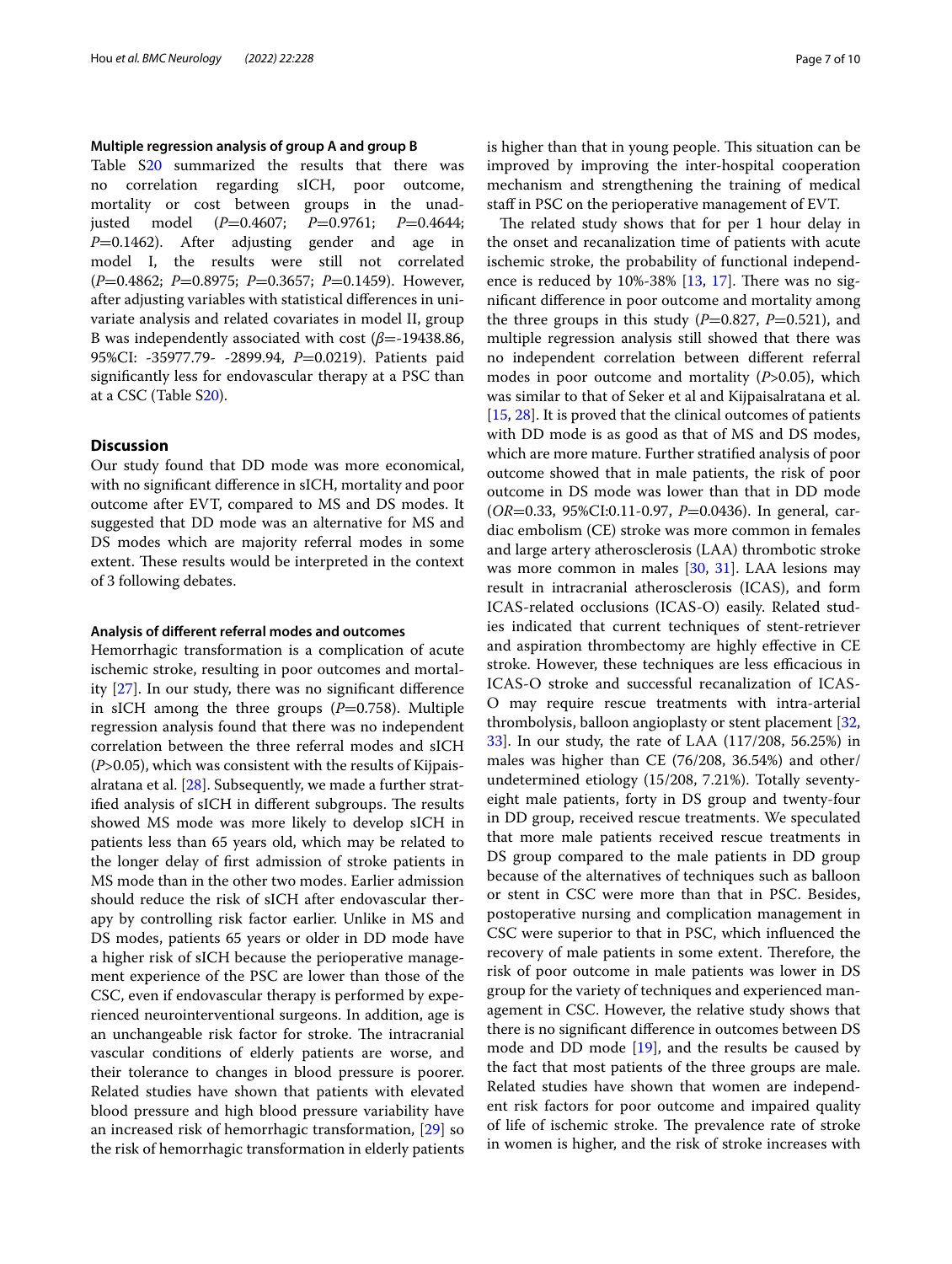#### Multiple regression analysis of group A and group B

Table S20 summarized the results that there was no correlation regarding sICH, poor outcome, mortality or cost between groups in the unadjusted model ($P$=0.4607; $P$=0.9761; $P$=0.4644; $P$=0.1462). After adjusting gender and age in model I, the results were still not correlated ($P$=0.4862; $P$=0.8975; $P$=0.3657; $P$=0.1459). However, after adjusting variables with statistical differences in univariate analysis and related covariates in model II, group B was independently associated with cost ($\beta$=-19438.86, 95%CI: -35977.79- -2899.94, $P$=0.0219). Patients paid significantly less for endovascular therapy at a PSC than at a CSC (Table S20).

## Discussion

Our study found that DD mode was more economical, with no significant difference in sICH, mortality and poor outcome after EVT, compared to MS and DS modes. It suggested that DD mode was an alternative for MS and DS modes which are majority referral modes in some extent. These results would be interpreted in the context of 3 following debates.

#### Analysis of different referral modes and outcomes

Hemorrhagic transformation is a complication of acute ischemic stroke, resulting in poor outcomes and mortality [27]. In our study, there was no significant difference in sICH among the three groups ($P$=0.758). Multiple regression analysis found that there was no independent correlation between the three referral modes and sICH ($P$>0.05), which was consistent with the results of Kijpaisalratana et al. [28]. Subsequently, we made a further stratified analysis of sICH in different subgroups. The results showed MS mode was more likely to develop sICH in patients less than 65 years old, which may be related to the longer delay of first admission of stroke patients in MS mode than in the other two modes. Earlier admission should reduce the risk of sICH after endovascular therapy by controlling risk factor earlier. Unlike in MS and DS modes, patients 65 years or older in DD mode have a higher risk of sICH because the perioperative management experience of the PSC are lower than those of the CSC, even if endovascular therapy is performed by experienced neurointerventional surgeons. In addition, age is an unchangeable risk factor for stroke. The intracranial vascular conditions of elderly patients are worse, and their tolerance to changes in blood pressure is poorer. Related studies have shown that patients with elevated blood pressure and high blood pressure variability have an increased risk of hemorrhagic transformation, [29] so the risk of hemorrhagic transformation in elderly patients is higher than that in young people. This situation can be improved by improving the inter-hospital cooperation mechanism and strengthening the training of medical staff in PSC on the perioperative management of EVT.

The related study shows that for per 1 hour delay in the onset and recanalization time of patients with acute ischemic stroke, the probability of functional independence is reduced by 10%-38% [13, 17]. There was no significant difference in poor outcome and mortality among the three groups in this study ($P$=0.827, $P$=0.521), and multiple regression analysis still showed that there was no independent correlation between different referral modes in poor outcome and mortality ($P$>0.05), which was similar to that of Seker et al and Kijpaisalratana et al. [15, 28]. It is proved that the clinical outcomes of patients with DD mode is as good as that of MS and DS modes, which are more mature. Further stratified analysis of poor outcome showed that in male patients, the risk of poor outcome in DS mode was lower than that in DD mode ($OR$=0.33, 95%CI:0.11-0.97, $P$=0.0436). In general, cardiac embolism (CE) stroke was more common in females and large artery atherosclerosis (LAA) thrombotic stroke was more common in males [30, 31]. LAA lesions may result in intracranial atherosclerosis (ICAS), and form ICAS-related occlusions (ICAS-O) easily. Related studies indicated that current techniques of stent-retriever and aspiration thrombectomy are highly effective in CE stroke. However, these techniques are less efficacious in ICAS-O stroke and successful recanalization of ICAS-O may require rescue treatments with intra-arterial thrombolysis, balloon angioplasty or stent placement [32, 33]. In our study, the rate of LAA (117/208, 56.25%) in males was higher than CE (76/208, 36.54%) and other/undetermined etiology (15/208, 7.21%). Totally seventy-eight male patients, forty in DS group and twenty-four in DD group, received rescue treatments. We speculated that more male patients received rescue treatments in DS group compared to the male patients in DD group because of the alternatives of techniques such as balloon or stent in CSC were more than that in PSC. Besides, postoperative nursing and complication management in CSC were superior to that in PSC, which influenced the recovery of male patients in some extent. Therefore, the risk of poor outcome in male patients was lower in DS group for the variety of techniques and experienced management in CSC. However, the relative study shows that there is no significant difference in outcomes between DS mode and DD mode [19], and the results be caused by the fact that most patients of the three groups are male. Related studies have shown that women are independent risk factors for poor outcome and impaired quality of life of ischemic stroke. The prevalence rate of stroke in women is higher, and the risk of stroke increases with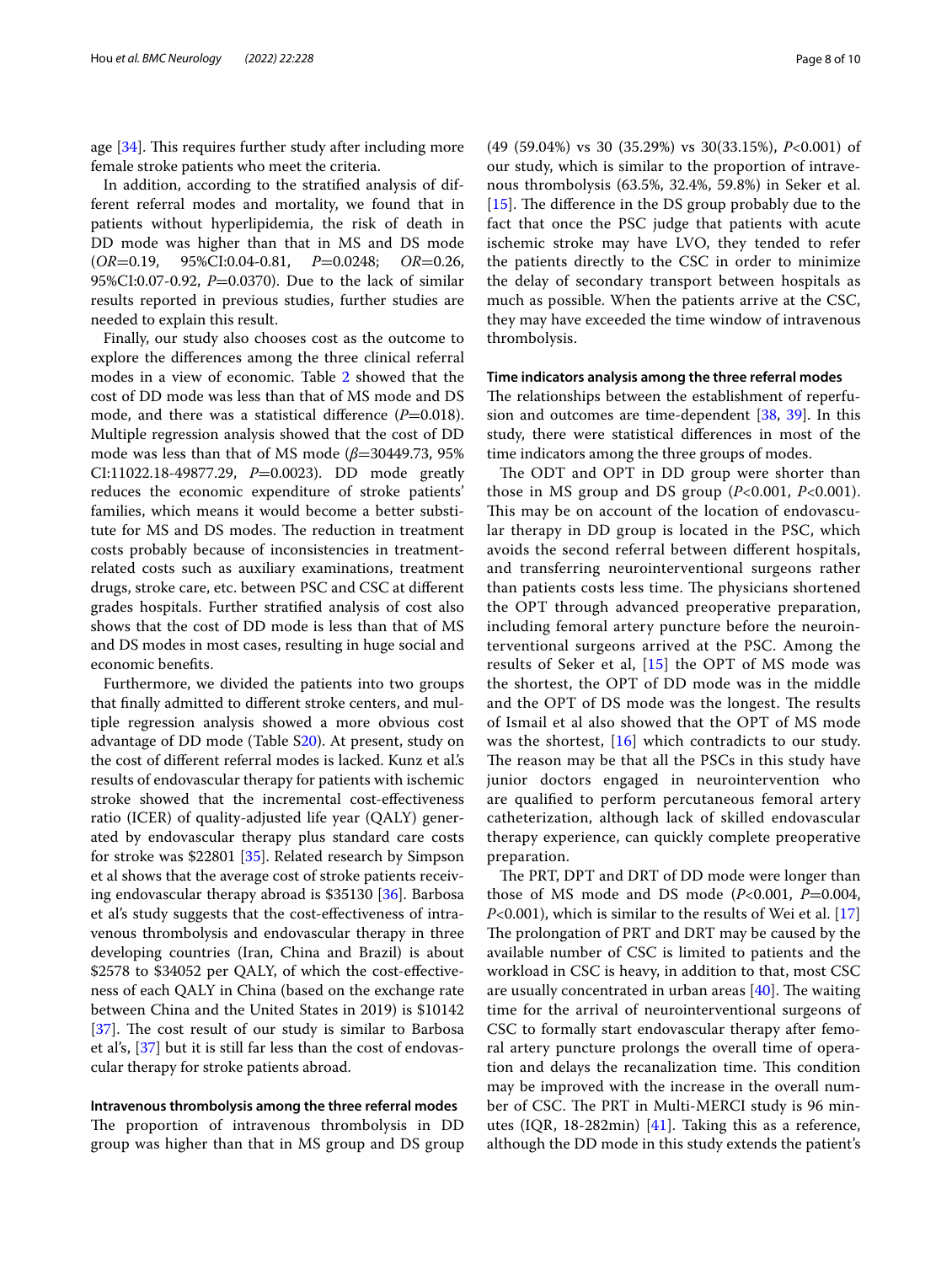age [34]. This requires further study after including more female stroke patients who meet the criteria.

In addition, according to the stratified analysis of different referral modes and mortality, we found that in patients without hyperlipidemia, the risk of death in DD mode was higher than that in MS and DS mode (*OR*=0.19, 95%CI:0.04-0.81, *P*=0.0248; *OR*=0.26, 95%CI:0.07-0.92, *P*=0.0370). Due to the lack of similar results reported in previous studies, further studies are needed to explain this result.

Finally, our study also chooses cost as the outcome to explore the differences among the three clinical referral modes in a view of economic. Table 2 showed that the cost of DD mode was less than that of MS mode and DS mode, and there was a statistical difference (*P*=0.018). Multiple regression analysis showed that the cost of DD mode was less than that of MS mode (*β*=30449.73, 95% CI:11022.18-49877.29, *P*=0.0023). DD mode greatly reduces the economic expenditure of stroke patients' families, which means it would become a better substitute for MS and DS modes. The reduction in treatment costs probably because of inconsistencies in treatment-related costs such as auxiliary examinations, treatment drugs, stroke care, etc. between PSC and CSC at different grades hospitals. Further stratified analysis of cost also shows that the cost of DD mode is less than that of MS and DS modes in most cases, resulting in huge social and economic benefits.

Furthermore, we divided the patients into two groups that finally admitted to different stroke centers, and multiple regression analysis showed a more obvious cost advantage of DD mode (Table S20). At present, study on the cost of different referral modes is lacked. Kunz et al.'s results of endovascular therapy for patients with ischemic stroke showed that the incremental cost-effectiveness ratio (ICER) of quality-adjusted life year (QALY) generated by endovascular therapy plus standard care costs for stroke was $22801 [35]. Related research by Simpson et al shows that the average cost of stroke patients receiving endovascular therapy abroad is $35130 [36]. Barbosa et al's study suggests that the cost-effectiveness of intravenous thrombolysis and endovascular therapy in three developing countries (Iran, China and Brazil) is about $2578 to $34052 per QALY, of which the cost-effectiveness of each QALY in China (based on the exchange rate between China and the United States in 2019) is $10142 [37]. The cost result of our study is similar to Barbosa et al's, [37] but it is still far less than the cost of endovascular therapy for stroke patients abroad.

#### Intravenous thrombolysis among the three referral modes

The proportion of intravenous thrombolysis in DD group was higher than that in MS group and DS group (49 (59.04%) vs 30 (35.29%) vs 30(33.15%), *P*<0.001) of our study, which is similar to the proportion of intravenous thrombolysis (63.5%, 32.4%, 59.8%) in Seker et al. [15]. The difference in the DS group probably due to the fact that once the PSC judge that patients with acute ischemic stroke may have LVO, they tended to refer the patients directly to the CSC in order to minimize the delay of secondary transport between hospitals as much as possible. When the patients arrive at the CSC, they may have exceeded the time window of intravenous thrombolysis.

#### Time indicators analysis among the three referral modes

The relationships between the establishment of reperfusion and outcomes are time-dependent [38, 39]. In this study, there were statistical differences in most of the time indicators among the three groups of modes.

The ODT and OPT in DD group were shorter than those in MS group and DS group (*P*<0.001, *P*<0.001). This may be on account of the location of endovascular therapy in DD group is located in the PSC, which avoids the second referral between different hospitals, and transferring neurointerventional surgeons rather than patients costs less time. The physicians shortened the OPT through advanced preoperative preparation, including femoral artery puncture before the neurointerventional surgeons arrived at the PSC. Among the results of Seker et al, [15] the OPT of MS mode was the shortest, the OPT of DD mode was in the middle and the OPT of DS mode was the longest. The results of Ismail et al also showed that the OPT of MS mode was the shortest, [16] which contradicts to our study. The reason may be that all the PSCs in this study have junior doctors engaged in neurointervention who are qualified to perform percutaneous femoral artery catheterization, although lack of skilled endovascular therapy experience, can quickly complete preoperative preparation.

The PRT, DPT and DRT of DD mode were longer than those of MS mode and DS mode (*P*<0.001, *P*=0.004, *P*<0.001), which is similar to the results of Wei et al. [17] The prolongation of PRT and DRT may be caused by the available number of CSC is limited to patients and the workload in CSC is heavy, in addition to that, most CSC are usually concentrated in urban areas [40]. The waiting time for the arrival of neurointerventional surgeons of CSC to formally start endovascular therapy after femoral artery puncture prolongs the overall time of operation and delays the recanalization time. This condition may be improved with the increase in the overall number of CSC. The PRT in Multi-MERCI study is 96 minutes (IQR, 18-282min) [41]. Taking this as a reference, although the DD mode in this study extends the patient's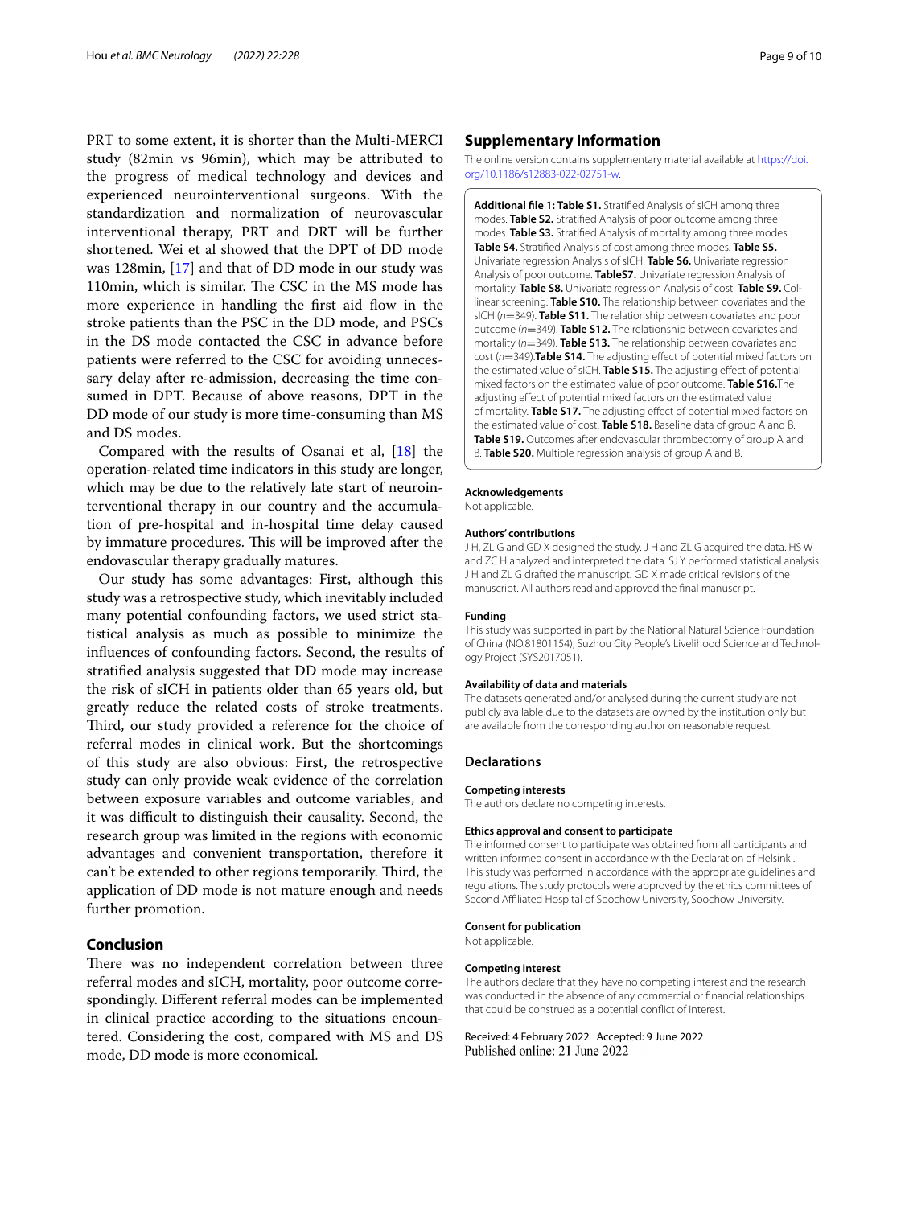PRT to some extent, it is shorter than the Multi-MERCI study (82min vs 96min), which may be attributed to the progress of medical technology and devices and experienced neurointerventional surgeons. With the standardization and normalization of neurovascular interventional therapy, PRT and DRT will be further shortened. Wei et al showed that the DPT of DD mode was 128min, [17] and that of DD mode in our study was 110min, which is similar. The CSC in the MS mode has more experience in handling the first aid flow in the stroke patients than the PSC in the DD mode, and PSCs in the DS mode contacted the CSC in advance before patients were referred to the CSC for avoiding unnecessary delay after re-admission, decreasing the time consumed in DPT. Because of above reasons, DPT in the DD mode of our study is more time-consuming than MS and DS modes.

Compared with the results of Osanai et al, [18] the operation-related time indicators in this study are longer, which may be due to the relatively late start of neurointerventional therapy in our country and the accumulation of pre-hospital and in-hospital time delay caused by immature procedures. This will be improved after the endovascular therapy gradually matures.

Our study has some advantages: First, although this study was a retrospective study, which inevitably included many potential confounding factors, we used strict statistical analysis as much as possible to minimize the influences of confounding factors. Second, the results of stratified analysis suggested that DD mode may increase the risk of sICH in patients older than 65 years old, but greatly reduce the related costs of stroke treatments. Third, our study provided a reference for the choice of referral modes in clinical work. But the shortcomings of this study are also obvious: First, the retrospective study can only provide weak evidence of the correlation between exposure variables and outcome variables, and it was difficult to distinguish their causality. Second, the research group was limited in the regions with economic advantages and convenient transportation, therefore it can't be extended to other regions temporarily. Third, the application of DD mode is not mature enough and needs further promotion.

## Conclusion

There was no independent correlation between three referral modes and sICH, mortality, poor outcome correspondingly. Different referral modes can be implemented in clinical practice according to the situations encountered. Considering the cost, compared with MS and DS mode, DD mode is more economical.

## Supplementary Information

The online version contains supplementary material available at https://doi.org/10.1186/s12883-022-02751-w.

**Additional file 1: Table S1.** Stratified Analysis of sICH among three modes. **Table S2.** Stratified Analysis of poor outcome among three modes. **Table S3.** Stratified Analysis of mortality among three modes. **Table S4.** Stratified Analysis of cost among three modes. **Table S5.** Univariate regression Analysis of sICH. **Table S6.** Univariate regression Analysis of poor outcome. **TableS7.** Univariate regression Analysis of mortality. **Table S8.** Univariate regression Analysis of cost. **Table S9.** Collinear screening. **Table S10.** The relationship between covariates and the sICH ($n$=349). **Table S11.** The relationship between covariates and poor outcome ($n$=349). **Table S12.** The relationship between covariates and mortality ($n$=349). **Table S13.** The relationship between covariates and cost ($n$=349).**Table S14.** The adjusting effect of potential mixed factors on the estimated value of sICH. **Table S15.** The adjusting effect of potential mixed factors on the estimated value of poor outcome. **Table S16.**The adjusting effect of potential mixed factors on the estimated value of mortality. **Table S17.** The adjusting effect of potential mixed factors on the estimated value of cost. **Table S18.** Baseline data of group A and B. **Table S19.** Outcomes after endovascular thrombectomy of group A and B. **Table S20.** Multiple regression analysis of group A and B.

### Acknowledgements

Not applicable.

### Authors' contributions

J H, ZL G and GD X designed the study. J H and ZL G acquired the data. HS W and ZC H analyzed and interpreted the data. SJ Y performed statistical analysis. J H and ZL G drafted the manuscript. GD X made critical revisions of the manuscript. All authors read and approved the final manuscript.

### Funding

This study was supported in part by the National Natural Science Foundation of China (NO.81801154), Suzhou City People's Livelihood Science and Technology Project (SYS2017051).

### Availability of data and materials

The datasets generated and/or analysed during the current study are not publicly available due to the datasets are owned by the institution only but are available from the corresponding author on reasonable request.

## Declarations

### Competing interests

The authors declare no competing interests.

### Ethics approval and consent to participate

The informed consent to participate was obtained from all participants and written informed consent in accordance with the Declaration of Helsinki. This study was performed in accordance with the appropriate guidelines and regulations. The study protocols were approved by the ethics committees of Second Affiliated Hospital of Soochow University, Soochow University.

### Consent for publication

Not applicable.

### Competing interest

The authors declare that they have no competing interest and the research was conducted in the absence of any commercial or financial relationships that could be construed as a potential conflict of interest.

Received: 4 February 2022 Accepted: 9 June 2022
Published online: 21 June 2022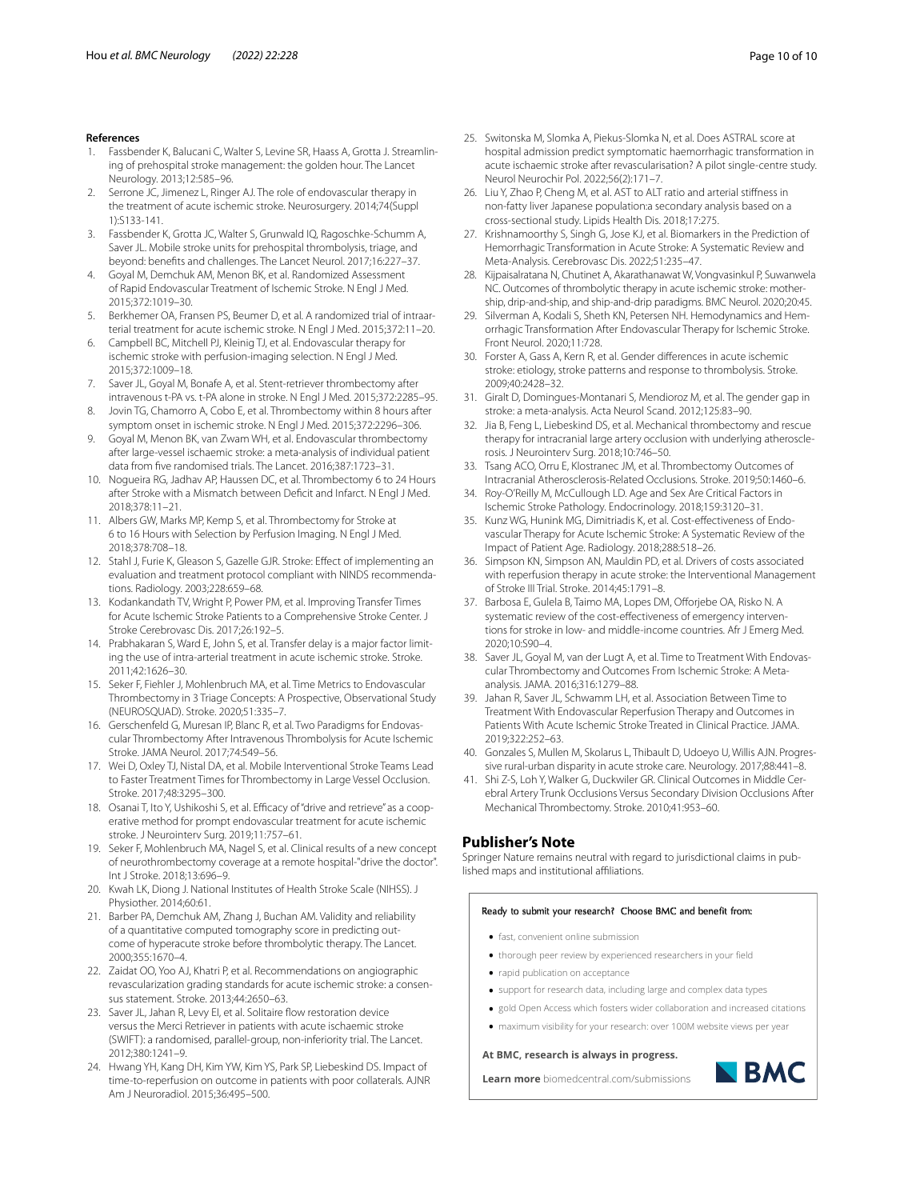## References

1. Fassbender K, Balucani C, Walter S, Levine SR, Haass A, Grotta J. Streamlining of prehospital stroke management: the golden hour. The Lancet Neurology. 2013;12:585–96.
2. Serrone JC, Jimenez L, Ringer AJ. The role of endovascular therapy in the treatment of acute ischemic stroke. Neurosurgery. 2014;74(Suppl 1):S133-141.
3. Fassbender K, Grotta JC, Walter S, Grunwald IQ, Ragoschke-Schumm A, Saver JL. Mobile stroke units for prehospital thrombolysis, triage, and beyond: benefits and challenges. The Lancet Neurol. 2017;16:227–37.
4. Goyal M, Demchuk AM, Menon BK, et al. Randomized Assessment of Rapid Endovascular Treatment of Ischemic Stroke. N Engl J Med. 2015;372:1019–30.
5. Berkhemer OA, Fransen PS, Beumer D, et al. A randomized trial of intraarterial treatment for acute ischemic stroke. N Engl J Med. 2015;372:11–20.
6. Campbell BC, Mitchell PJ, Kleinig TJ, et al. Endovascular therapy for ischemic stroke with perfusion-imaging selection. N Engl J Med. 2015;372:1009–18.
7. Saver JL, Goyal M, Bonafe A, et al. Stent-retriever thrombectomy after intravenous t-PA vs. t-PA alone in stroke. N Engl J Med. 2015;372:2285–95.
8. Jovin TG, Chamorro A, Cobo E, et al. Thrombectomy within 8 hours after symptom onset in ischemic stroke. N Engl J Med. 2015;372:2296–306.
9. Goyal M, Menon BK, van Zwam WH, et al. Endovascular thrombectomy after large-vessel ischaemic stroke: a meta-analysis of individual patient data from five randomised trials. The Lancet. 2016;387:1723–31.
10. Nogueira RG, Jadhav AP, Haussen DC, et al. Thrombectomy 6 to 24 Hours after Stroke with a Mismatch between Deficit and Infarct. N Engl J Med. 2018;378:11–21.
11. Albers GW, Marks MP, Kemp S, et al. Thrombectomy for Stroke at 6 to 16 Hours with Selection by Perfusion Imaging. N Engl J Med. 2018;378:708–18.
12. Stahl J, Furie K, Gleason S, Gazelle GJR. Stroke: Effect of implementing an evaluation and treatment protocol compliant with NINDS recommendations. Radiology. 2003;228:659–68.
13. Kodankandath TV, Wright P, Power PM, et al. Improving Transfer Times for Acute Ischemic Stroke Patients to a Comprehensive Stroke Center. J Stroke Cerebrovasc Dis. 2017;26:192–5.
14. Prabhakaran S, Ward E, John S, et al. Transfer delay is a major factor limiting the use of intra-arterial treatment in acute ischemic stroke. Stroke. 2011;42:1626–30.
15. Seker F, Fiehler J, Mohlenbruch MA, et al. Time Metrics to Endovascular Thrombectomy in 3 Triage Concepts: A Prospective, Observational Study (NEUROSQUAD). Stroke. 2020;51:335–7.
16. Gerschenfeld G, Muresan IP, Blanc R, et al. Two Paradigms for Endovascular Thrombectomy After Intravenous Thrombolysis for Acute Ischemic Stroke. JAMA Neurol. 2017;74:549–56.
17. Wei D, Oxley TJ, Nistal DA, et al. Mobile Interventional Stroke Teams Lead to Faster Treatment Times for Thrombectomy in Large Vessel Occlusion. Stroke. 2017;48:3295–300.
18. Osanai T, Ito Y, Ushikoshi S, et al. Efficacy of "drive and retrieve" as a cooperative method for prompt endovascular treatment for acute ischemic stroke. J Neurointerv Surg. 2019;11:757–61.
19. Seker F, Mohlenbruch MA, Nagel S, et al. Clinical results of a new concept of neurothrombectomy coverage at a remote hospital-"drive the doctor". Int J Stroke. 2018;13:696–9.
20. Kwah LK, Diong J. National Institutes of Health Stroke Scale (NIHSS). J Physiother. 2014;60:61.
21. Barber PA, Demchuk AM, Zhang J, Buchan AM. Validity and reliability of a quantitative computed tomography score in predicting outcome of hyperacute stroke before thrombolytic therapy. The Lancet. 2000;355:1670–4.
22. Zaidat OO, Yoo AJ, Khatri P, et al. Recommendations on angiographic revascularization grading standards for acute ischemic stroke: a consensus statement. Stroke. 2013;44:2650–63.
23. Saver JL, Jahan R, Levy EI, et al. Solitaire flow restoration device versus the Merci Retriever in patients with acute ischaemic stroke (SWIFT): a randomised, parallel-group, non-inferiority trial. The Lancet. 2012;380:1241–9.
24. Hwang YH, Kang DH, Kim YW, Kim YS, Park SP, Liebeskind DS. Impact of time-to-reperfusion on outcome in patients with poor collaterals. AJNR Am J Neuroradiol. 2015;36:495–500.
25. Switonska M, Slomka A, Piekus-Slomka N, et al. Does ASTRAL score at hospital admission predict symptomatic haemorrhagic transformation in acute ischemic stroke after revascularisation? A pilot single-centre study. Neurol Neurochir Pol. 2022;56(2):171–7.
26. Liu Y, Zhao P, Cheng M, et al. AST to ALT ratio and arterial stiffness in non-fatty liver Japanese population:a secondary analysis based on a cross-sectional study. Lipids Health Dis. 2018;17:275.
27. Krishnamoorthy S, Singh G, Jose KJ, et al. Biomarkers in the Prediction of Hemorrhagic Transformation in Acute Stroke: A Systematic Review and Meta-Analysis. Cerebrovasc Dis. 2022;51:235–47.
28. Kijpaisalratana N, Chutinet A, Akarathanawat W, Vongvasinkul P, Suwanwela NC. Outcomes of thrombolytic therapy in acute ischemic stroke: mothership, drip-and-ship, and ship-and-drip paradigms. BMC Neurol. 2020;20:45.
29. Silverman A, Kodali S, Sheth KN, Petersen NH. Hemodynamics and Hemorrhagic Transformation After Endovascular Therapy for Ischemic Stroke. Front Neurol. 2020;11:728.
30. Forster A, Gass A, Kern R, et al. Gender differences in acute ischemic stroke: etiology, stroke patterns and response to thrombolysis. Stroke. 2009;40:2428–32.
31. Giralt D, Domingues-Montanari S, Mendioroz M, et al. The gender gap in stroke: a meta-analysis. Acta Neurol Scand. 2012;125:83–90.
32. Jia B, Feng L, Liebeskind DS, et al. Mechanical thrombectomy and rescue therapy for intracranial large artery occlusion with underlying atherosclerosis. J Neurointerv Surg. 2018;10:746–50.
33. Tsang ACO, Orru E, Klostranec JM, et al. Thrombectomy Outcomes of Intracranial Atherosclerosis-Related Occlusions. Stroke. 2019;50:1460–6.
34. Roy-O'Reilly M, McCullough LD. Age and Sex Are Critical Factors in Ischemic Stroke Pathology. Endocrinology. 2018;159:3120–31.
35. Kunz WG, Hunink MG, Dimitriadis K, et al. Cost-effectiveness of Endovascular Therapy for Acute Ischemic Stroke: A Systematic Review of the Impact of Patient Age. Radiology. 2018;288:518–26.
36. Simpson KN, Simpson AN, Mauldin PD, et al. Drivers of costs associated with reperfusion therapy in acute stroke: the Interventional Management of Stroke III Trial. Stroke. 2014;45:1791–8.
37. Barbosa E, Gulela B, Taimo MA, Lopes DM, Offorjebe OA, Risko N. A systematic review of the cost-effectiveness of emergency interventions for stroke in low- and middle-income countries. Afr J Emerg Med. 2020;10:S90–4.
38. Saver JL, Goyal M, van der Lugt A, et al. Time to Treatment With Endovascular Thrombectomy and Outcomes From Ischemic Stroke: A Meta-analysis. JAMA. 2016;316:1279–88.
39. Jahan R, Saver JL, Schwamm LH, et al. Association Between Time to Treatment With Endovascular Reperfusion Therapy and Outcomes in Patients With Acute Ischemic Stroke Treated in Clinical Practice. JAMA. 2019;322:252–63.
40. Gonzales S, Mullen M, Skolarus L, Thibault D, Udoeyo U, Willis AJN. Progressive rural-urban disparity in acute stroke care. Neurology. 2017;88:441–8.
41. Shi Z-S, Loh Y, Walker G, Duckwiler GR. Clinical Outcomes in Middle Cerebral Artery Trunk Occlusions Versus Secondary Division Occlusions After Mechanical Thrombectomy. Stroke. 2010;41:953–60.

## Publisher's Note

Springer Nature remains neutral with regard to jurisdictional claims in published maps and institutional affiliations.

Ready to submit your research? Choose BMC and benefit from:

- fast, convenient online submission
- thorough peer review by experienced researchers in your field
- rapid publication on acceptance
- support for research data, including large and complex data types
- gold Open Access which fosters wider collaboration and increased citations
- maximum visibility for your research: over 100M website views per year

**At BMC, research is always in progress.**

**Learn more** biomedcentral.com/submissions

BMC